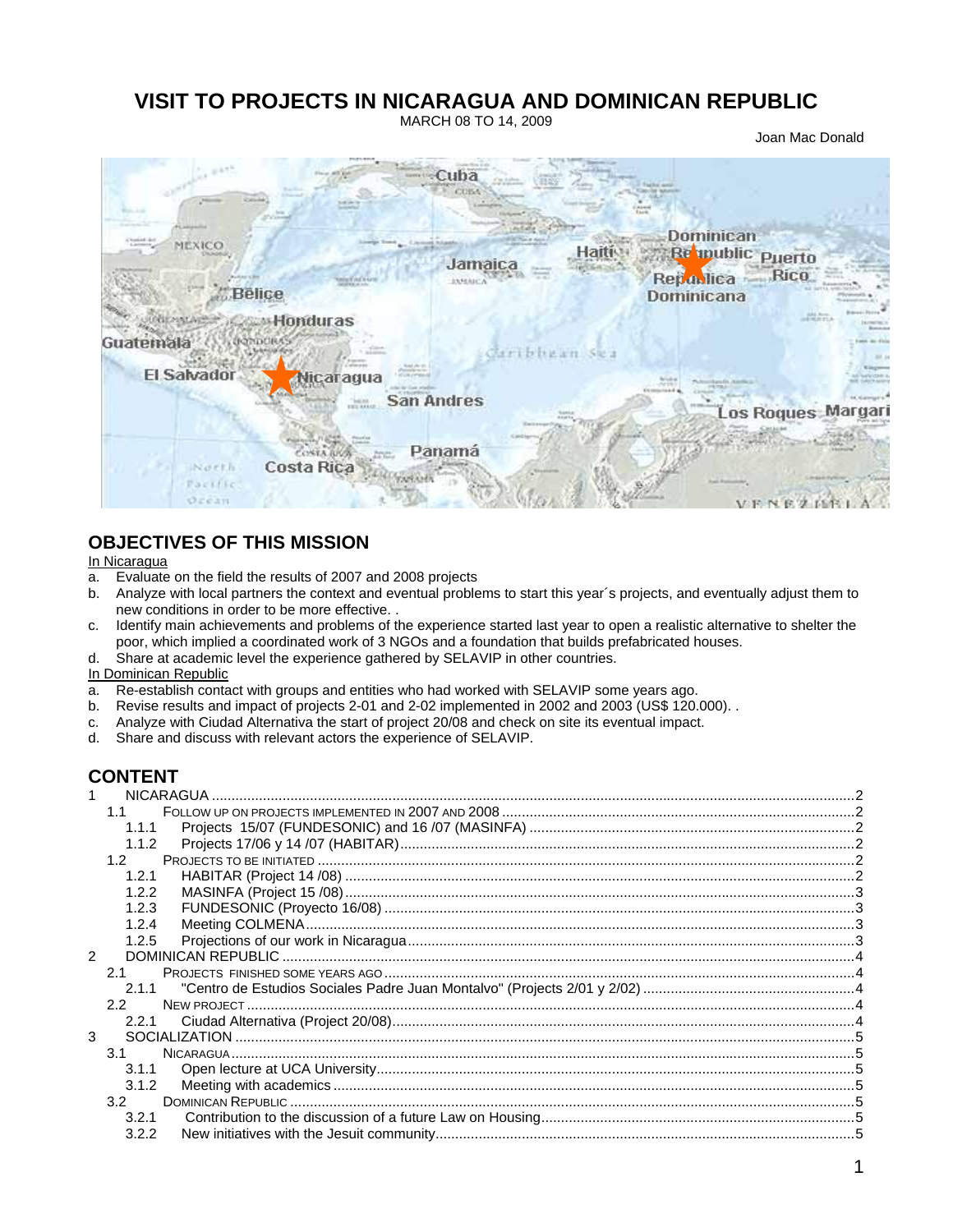# VISIT TO PROJECTS IN NICARAGUA AND DOMINICAN REPUBLIC

MARCH 08 TO 14, 2009

Joan Mac Donald

## OBJECTIVES OF THIS MISSION

In Nicaragua

a. Evaluate on the field the results of 2007 and 2008 projects
b. Analyze with local partners the context and eventual problems to start this year´s projects, and eventually adjust them to new conditions in order to be more effective. .
c. Identify main achievements and problems of the experience started last year to open a realistic alternative to shelter the poor, which implied a coordinated work of 3 NGOs and a foundation that builds prefabricated houses.
d. Share at academic level the experience gathered by SELAVIP in other countries.

In Dominican Republic

a. Re-establish contact with groups and entities who had worked with SELAVIP some years ago.
b. Revise results and impact of projects 2-01 and 2-02 implemented in 2002 and 2003 (US$ 120.000). .
c. Analyze with Ciudad Alternativa the start of project 20/08 and check on site its eventual impact.
d. Share and discuss with relevant actors the experience of SELAVIP.

## CONTENT

1 NICARAGUA ....2
- 1.1 FOLLOW UP ON PROJECTS IMPLEMENTED IN 2007 AND 2008 ....2
  - 1.1.1 Projects 15/07 (FUNDESONIC) and 16 /07 (MASINFA) ....2
  - 1.1.2 Projects 17/06 y 14 /07 (HABITAR) ....2
- 1.2 PROJECTS TO BE INITIATED ....2
  - 1.2.1 HABITAR (Project 14 /08) ....2
  - 1.2.2 MASINFA (Project 15 /08) ....3
  - 1.2.3 FUNDESONIC (Proyecto 16/08) ....3
  - 1.2.4 Meeting COLMENA ....3
  - 1.2.5 Projections of our work in Nicaragua ....3

2 DOMINICAN REPUBLIC ....4
- 2.1 PROJECTS FINISHED SOME YEARS AGO ....4
  - 2.1.1 "Centro de Estudios Sociales Padre Juan Montalvo" (Projects 2/01 y 2/02) ....4
- 2.2 NEW PROJECT ....4
  - 2.2.1 Ciudad Alternativa (Project 20/08) ....4

3 SOCIALIZATION ....5
- 3.1 NICARAGUA ....5
  - 3.1.1 Open lecture at UCA University ....5
  - 3.1.2 Meeting with academics ....5
- 3.2 DOMINICAN REPUBLIC ....5
  - 3.2.1 Contribution to the discussion of a future Law on Housing ....5
  - 3.2.2 New initiatives with the Jesuit community ....5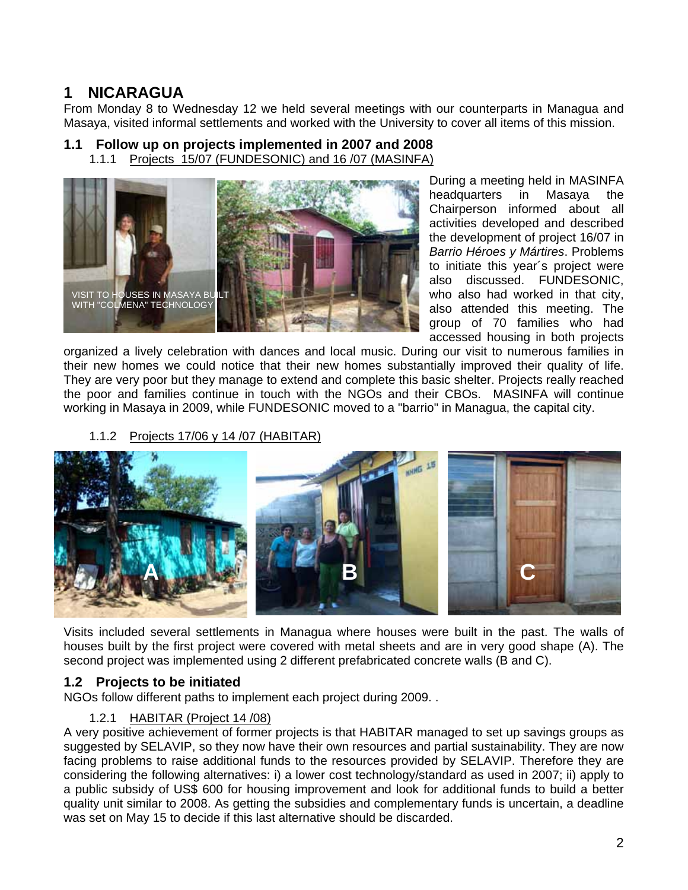# 1 NICARAGUA

From Monday 8 to Wednesday 12 we held several meetings with our counterparts in Managua and Masaya, visited informal settlements and worked with the University to cover all items of this mission.

## 1.1 Follow up on projects implemented in 2007 and 2008

### 1.1.1 Projects 15/07 (FUNDESONIC) and 16 /07 (MASINFA)

VISIT TO HOUSES IN MASAYA BUILT WITH "COLMENA" TECHNOLOGY

During a meeting held in MASINFA headquarters in Masaya the Chairperson informed about all activities developed and described the development of project 16/07 in *Barrio Héroes y Mártires*. Problems to initiate this year´s project were also discussed. FUNDESONIC, who also had worked in that city, also attended this meeting. The group of 70 families who had accessed housing in both projects organized a lively celebration with dances and local music. During our visit to numerous families in their new homes we could notice that their new homes substantially improved their quality of life. They are very poor but they manage to extend and complete this basic shelter. Projects really reached the poor and families continue in touch with the NGOs and their CBOs. MASINFA will continue working in Masaya in 2009, while FUNDESONIC moved to a "barrio" in Managua, the capital city.

### 1.1.2 Projects 17/06 y 14 /07 (HABITAR)

A B C

Visits included several settlements in Managua where houses were built in the past. The walls of houses built by the first project were covered with metal sheets and are in very good shape (A). The second project was implemented using 2 different prefabricated concrete walls (B and C).

## 1.2 Projects to be initiated

NGOs follow different paths to implement each project during 2009. .

### 1.2.1 HABITAR (Project 14 /08)

A very positive achievement of former projects is that HABITAR managed to set up savings groups as suggested by SELAVIP, so they now have their own resources and partial sustainability. They are now facing problems to raise additional funds to the resources provided by SELAVIP. Therefore they are considering the following alternatives: i) a lower cost technology/standard as used in 2007; ii) apply to a public subsidy of US$ 600 for housing improvement and look for additional funds to build a better quality unit similar to 2008. As getting the subsidies and complementary funds is uncertain, a deadline was set on May 15 to decide if this last alternative should be discarded.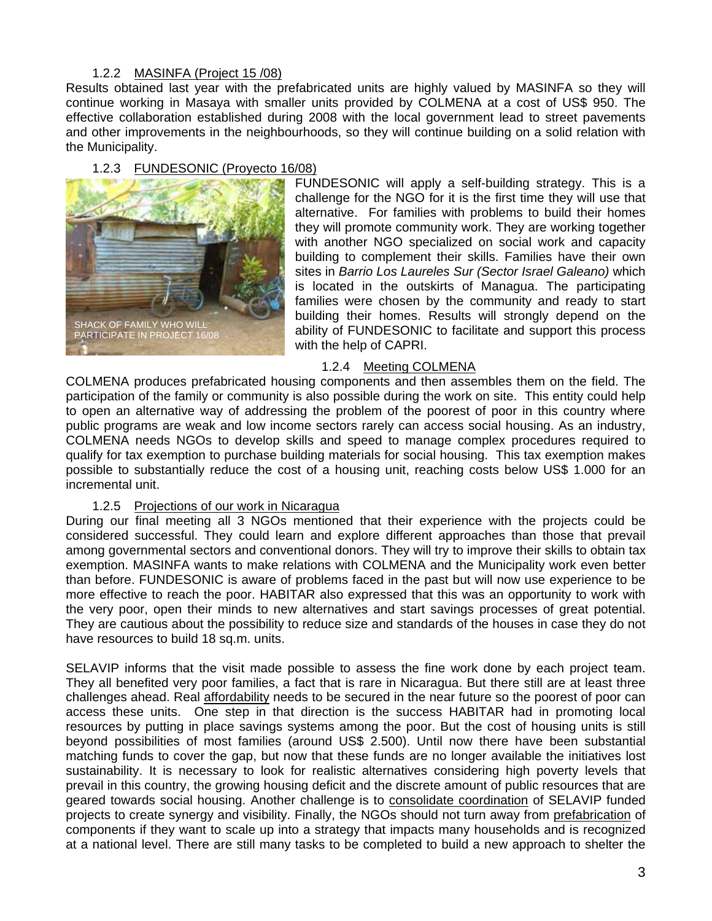### 1.2.2 MASINFA (Project 15 /08)

Results obtained last year with the prefabricated units are highly valued by MASINFA so they will continue working in Masaya with smaller units provided by COLMENA at a cost of US$ 950. The effective collaboration established during 2008 with the local government lead to street pavements and other improvements in the neighbourhoods, so they will continue building on a solid relation with the Municipality.

### 1.2.3 FUNDESONIC (Proyecto 16/08)

SHACK OF FAMILY WHO WILL PARTICIPATE IN PROJECT 16/08

FUNDESONIC will apply a self-building strategy. This is a challenge for the NGO for it is the first time they will use that alternative. For families with problems to build their homes they will promote community work. They are working together with another NGO specialized on social work and capacity building to complement their skills. Families have their own sites in *Barrio Los Laureles Sur (Sector Israel Galeano)* which is located in the outskirts of Managua. The participating families were chosen by the community and ready to start building their homes. Results will strongly depend on the ability of FUNDESONIC to facilitate and support this process with the help of CAPRI.

### 1.2.4 Meeting COLMENA

COLMENA produces prefabricated housing components and then assembles them on the field. The participation of the family or community is also possible during the work on site. This entity could help to open an alternative way of addressing the problem of the poorest of poor in this country where public programs are weak and low income sectors rarely can access social housing. As an industry, COLMENA needs NGOs to develop skills and speed to manage complex procedures required to qualify for tax exemption to purchase building materials for social housing. This tax exemption makes possible to substantially reduce the cost of a housing unit, reaching costs below US$ 1.000 for an incremental unit.

### 1.2.5 Projections of our work in Nicaragua

During our final meeting all 3 NGOs mentioned that their experience with the projects could be considered successful. They could learn and explore different approaches than those that prevail among governmental sectors and conventional donors. They will try to improve their skills to obtain tax exemption. MASINFA wants to make relations with COLMENA and the Municipality work even better than before. FUNDESONIC is aware of problems faced in the past but will now use experience to be more effective to reach the poor. HABITAR also expressed that this was an opportunity to work with the very poor, open their minds to new alternatives and start savings processes of great potential. They are cautious about the possibility to reduce size and standards of the houses in case they do not have resources to build 18 sq.m. units.

SELAVIP informs that the visit made possible to assess the fine work done by each project team. They all benefited very poor families, a fact that is rare in Nicaragua. But there still are at least three challenges ahead. Real affordability needs to be secured in the near future so the poorest of poor can access these units. One step in that direction is the success HABITAR had in promoting local resources by putting in place savings systems among the poor. But the cost of housing units is still beyond possibilities of most families (around US$ 2.500). Until now there have been substantial matching funds to cover the gap, but now that these funds are no longer available the initiatives lost sustainability. It is necessary to look for realistic alternatives considering high poverty levels that prevail in this country, the growing housing deficit and the discrete amount of public resources that are geared towards social housing. Another challenge is to consolidate coordination of SELAVIP funded projects to create synergy and visibility. Finally, the NGOs should not turn away from prefabrication of components if they want to scale up into a strategy that impacts many households and is recognized at a national level. There are still many tasks to be completed to build a new approach to shelter the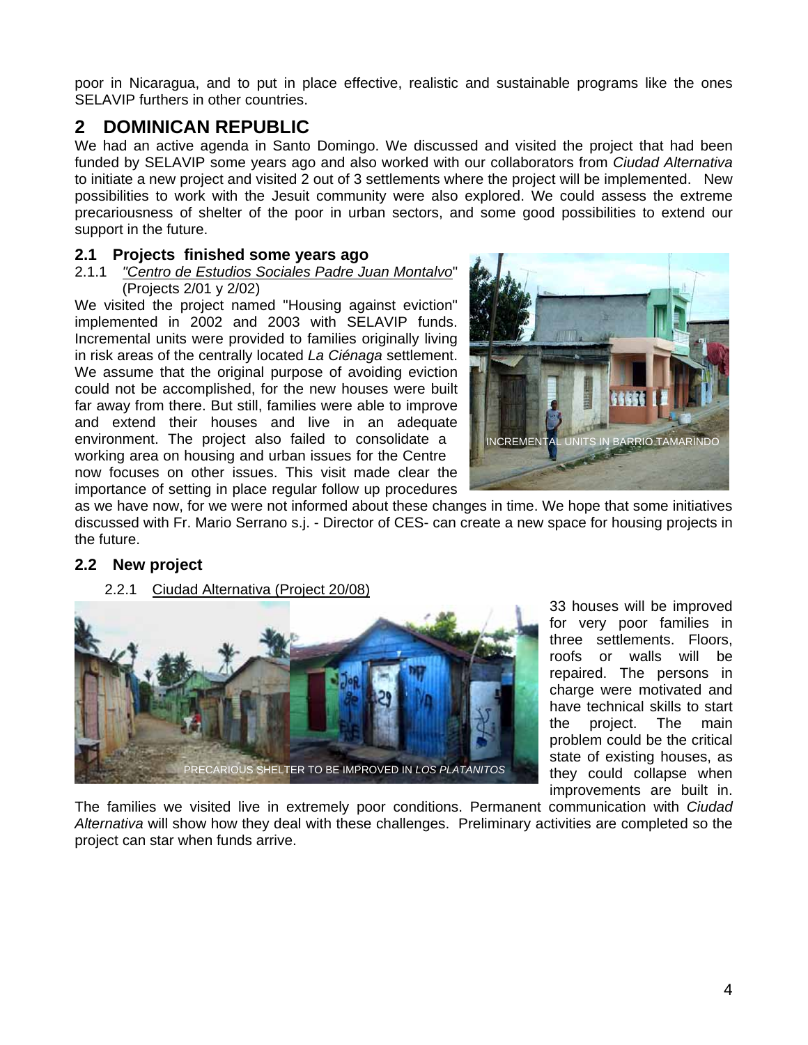poor in Nicaragua, and to put in place effective, realistic and sustainable programs like the ones SELAVIP furthers in other countries.

# 2 DOMINICAN REPUBLIC

We had an active agenda in Santo Domingo. We discussed and visited the project that had been funded by SELAVIP some years ago and also worked with our collaborators from *Ciudad Alternativa* to initiate a new project and visited 2 out of 3 settlements where the project will be implemented. New possibilities to work with the Jesuit community were also explored. We could assess the extreme precariousness of shelter of the poor in urban sectors, and some good possibilities to extend our support in the future.

## 2.1 Projects finished some years ago

2.1.1 *"Centro de Estudios Sociales Padre Juan Montalvo"* (Projects 2/01 y 2/02)

We visited the project named "Housing against eviction" implemented in 2002 and 2003 with SELAVIP funds. Incremental units were provided to families originally living in risk areas of the centrally located *La Ciénaga* settlement. We assume that the original purpose of avoiding eviction could not be accomplished, for the new houses were built far away from there. But still, families were able to improve and extend their houses and live in an adequate environment. The project also failed to consolidate a working area on housing and urban issues for the Centre now focuses on other issues. This visit made clear the importance of setting in place regular follow up procedures as we have now, for we were not informed about these changes in time. We hope that some initiatives discussed with Fr. Mario Serrano s.j. - Director of CES- can create a new space for housing projects in the future.

INCREMENTAL UNITS IN BARRIO TAMARINDO

## 2.2 New project

2.2.1 Ciudad Alternativa (Project 20/08)

PRECARIOUS SHELTER TO BE IMPROVED IN *LOS PLATANITOS*

33 houses will be improved for very poor families in three settlements. Floors, roofs or walls will be repaired. The persons in charge were motivated and have technical skills to start the project. The main problem could be the critical state of existing houses, as they could collapse when improvements are built in. The families we visited live in extremely poor conditions. Permanent communication with *Ciudad Alternativa* will show how they deal with these challenges. Preliminary activities are completed so the project can star when funds arrive.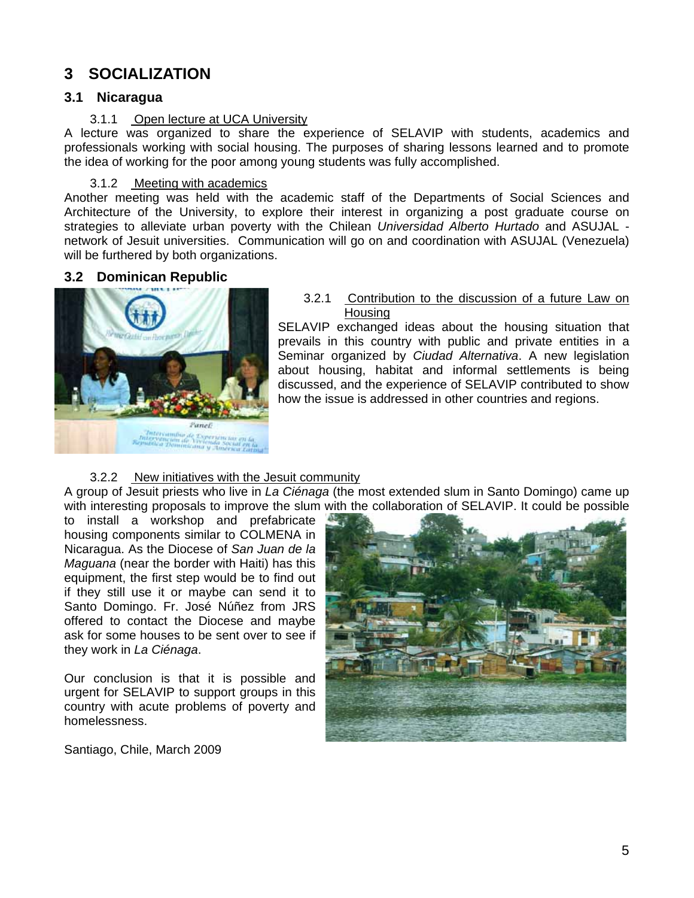# 3 SOCIALIZATION

## 3.1 Nicaragua

### 3.1.1 Open lecture at UCA University

A lecture was organized to share the experience of SELAVIP with students, academics and professionals working with social housing. The purposes of sharing lessons learned and to promote the idea of working for the poor among young students was fully accomplished.

### 3.1.2 Meeting with academics

Another meeting was held with the academic staff of the Departments of Social Sciences and Architecture of the University, to explore their interest in organizing a post graduate course on strategies to alleviate urban poverty with the Chilean *Universidad Alberto Hurtado* and ASUJAL - network of Jesuit universities. Communication will go on and coordination with ASUJAL (Venezuela) will be furthered by both organizations.

## 3.2 Dominican Republic

### 3.2.1 Contribution to the discussion of a future Law on Housing

SELAVIP exchanged ideas about the housing situation that prevails in this country with public and private entities in a Seminar organized by *Ciudad Alternativa*. A new legislation about housing, habitat and informal settlements is being discussed, and the experience of SELAVIP contributed to show how the issue is addressed in other countries and regions.

### 3.2.2 New initiatives with the Jesuit community

A group of Jesuit priests who live in *La Ciénaga* (the most extended slum in Santo Domingo) came up with interesting proposals to improve the slum with the collaboration of SELAVIP. It could be possible to install a workshop and prefabricate housing components similar to COLMENA in Nicaragua. As the Diocese of *San Juan de la Maguana* (near the border with Haiti) has this equipment, the first step would be to find out if they still use it or maybe can send it to Santo Domingo. Fr. José Núñez from JRS offered to contact the Diocese and maybe ask for some houses to be sent over to see if they work in *La Ciénaga*.

Our conclusion is that it is possible and urgent for SELAVIP to support groups in this country with acute problems of poverty and homelessness.

Santiago, Chile, March 2009